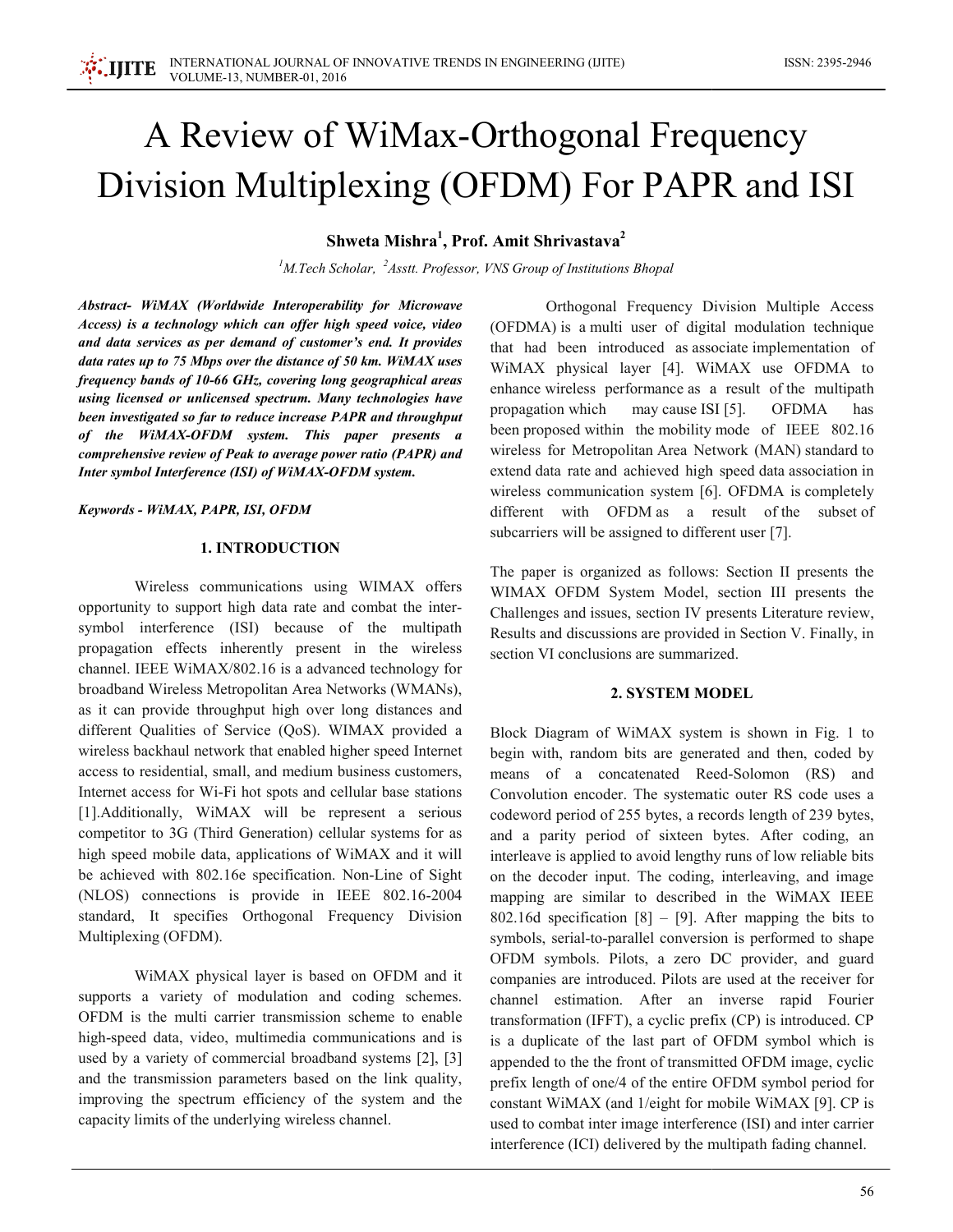# A Review of WiMax-Orthogonal Frequency Division Multiplexing (OFDM) For PAPR and ISI

**Shweta Mishra[1], Prof. Amit Shrivastava[2]**

[1]M.Tech Scholar, [2]Asstt. Professor, VNS Group of Institutions Bhopal

***Abstract- WiMAX (Worldwide Interoperability for Microwave Access) is a technology which can offer high speed voice, video and data services as per demand of customer's end. It provides data rates up to 75 Mbps over the distance of 50 km. WiMAX uses frequency bands of 10-66 GHz, covering long geographical areas using licensed or unlicensed spectrum. Many technologies have been investigated so far to reduce increase PAPR and throughput of the WiMAX-OFDM system. This paper presents a comprehensive review of Peak to average power ratio (PAPR) and Inter symbol Interference (ISI) of WiMAX-OFDM system.***

***Keywords - WiMAX, PAPR, ISI, OFDM***

## 1. INTRODUCTION

Wireless communications using WIMAX offers opportunity to support high data rate and combat the inter-symbol interference (ISI) because of the multipath propagation effects inherently present in the wireless channel. IEEE WiMAX/802.16 is a advanced technology for broadband Wireless Metropolitan Area Networks (WMANs), as it can provide throughput high over long distances and different Qualities of Service (QoS). WIMAX provided a wireless backhaul network that enabled higher speed Internet access to residential, small, and medium business customers, Internet access for Wi-Fi hot spots and cellular base stations [1].Additionally, WiMAX will be represent a serious competitor to 3G (Third Generation) cellular systems for as high speed mobile data, applications of WiMAX and it will be achieved with 802.16e specification. Non-Line of Sight (NLOS) connections is provide in IEEE 802.16-2004 standard, It specifies Orthogonal Frequency Division Multiplexing (OFDM).

WiMAX physical layer is based on OFDM and it supports a variety of modulation and coding schemes. OFDM is the multi carrier transmission scheme to enable high-speed data, video, multimedia communications and is used by a variety of commercial broadband systems [2], [3] and the transmission parameters based on the link quality, improving the spectrum efficiency of the system and the capacity limits of the underlying wireless channel.

Orthogonal Frequency Division Multiple Access (OFDMA) is a multi user of digital modulation technique that had been introduced as associate implementation of WiMAX physical layer [4]. WiMAX use OFDMA to enhance wireless performance as a result of the multipath propagation which may cause ISI [5]. OFDMA has been proposed within the mobility mode of IEEE 802.16 wireless for Metropolitan Area Network (MAN) standard to extend data rate and achieved high speed data association in wireless communication system [6]. OFDMA is completely different with OFDM as a result of the subset of subcarriers will be assigned to different user [7].

The paper is organized as follows: Section II presents the WIMAX OFDM System Model, section III presents the Challenges and issues, section IV presents Literature review, Results and discussions are provided in Section V. Finally, in section VI conclusions are summarized.

## 2. SYSTEM MODEL

Block Diagram of WiMAX system is shown in Fig. 1 to begin with, random bits are generated and then, coded by means of a concatenated Reed-Solomon (RS) and Convolution encoder. The systematic outer RS code uses a codeword period of 255 bytes, a records length of 239 bytes, and a parity period of sixteen bytes. After coding, an interleave is applied to avoid lengthy runs of low reliable bits on the decoder input. The coding, interleaving, and image mapping are similar to described in the WiMAX IEEE 802.16d specification [8] – [9]. After mapping the bits to symbols, serial-to-parallel conversion is performed to shape OFDM symbols. Pilots, a zero DC provider, and guard companies are introduced. Pilots are used at the receiver for channel estimation. After an inverse rapid Fourier transformation (IFFT), a cyclic prefix (CP) is introduced. CP is a duplicate of the last part of OFDM symbol which is appended to the the front of transmitted OFDM image, cyclic prefix length of one/4 of the entire OFDM symbol period for constant WiMAX (and 1/eight for mobile WiMAX [9]. CP is used to combat inter image interference (ISI) and inter carrier interference (ICI) delivered by the multipath fading channel.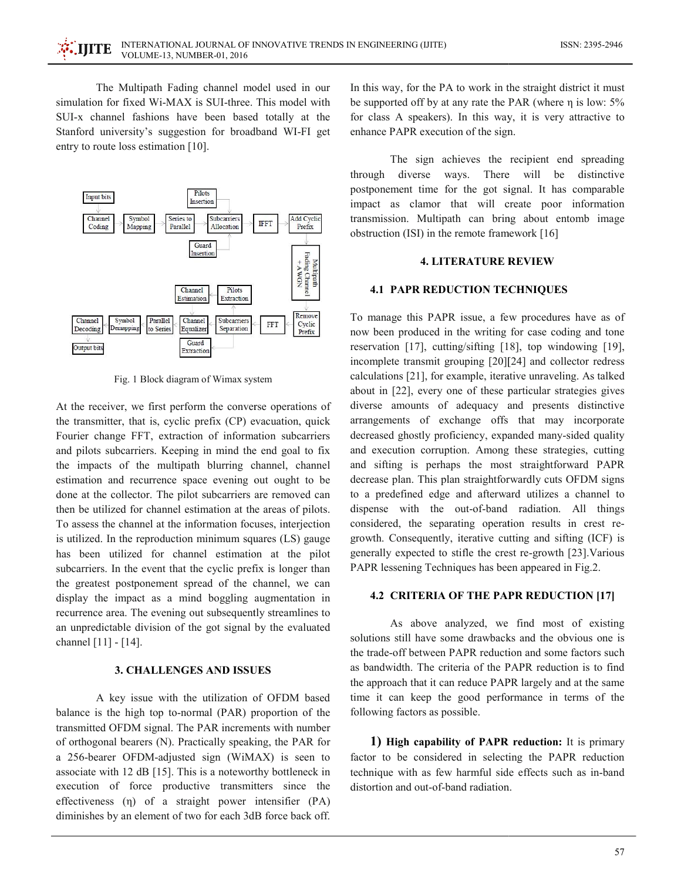The Multipath Fading channel model used in our simulation for fixed Wi-MAX is SUI-three. This model with SUI-x channel fashions have been based totally at the Stanford university's suggestion for broadband WI-FI get entry to route loss estimation [10].

Fig. 1 Block diagram of Wimax system

At the receiver, we first perform the converse operations of the transmitter, that is, cyclic prefix (CP) evacuation, quick Fourier change FFT, extraction of information subcarriers and pilots subcarriers. Keeping in mind the end goal to fix the impacts of the multipath blurring channel, channel estimation and recurrence space evening out ought to be done at the collector. The pilot subcarriers are removed can then be utilized for channel estimation at the areas of pilots. To assess the channel at the information focuses, interjection is utilized. In the reproduction minimum squares (LS) gauge has been utilized for channel estimation at the pilot subcarriers. In the event that the cyclic prefix is longer than the greatest postponement spread of the channel, we can display the impact as a mind boggling augmentation in recurrence area. The evening out subsequently streamlines to an unpredictable division of the got signal by the evaluated channel [11] - [14].

## 3. CHALLENGES AND ISSUES

A key issue with the utilization of OFDM based balance is the high top to-normal (PAR) proportion of the transmitted OFDM signal. The PAR increments with number of orthogonal bearers (N). Practically speaking, the PAR for a 256-bearer OFDM-adjusted sign (WiMAX) is seen to associate with 12 dB [15]. This is a noteworthy bottleneck in execution of force productive transmitters since the effectiveness (η) of a straight power intensifier (PA) diminishes by an element of two for each 3dB force back off. In this way, for the PA to work in the straight district it must be supported off by at any rate the PAR (where η is low: 5% for class A speakers). In this way, it is very attractive to enhance PAPR execution of the sign.

The sign achieves the recipient end spreading through diverse ways. There will be distinctive postponement time for the got signal. It has comparable impact as clamor that will create poor information transmission. Multipath can bring about entomb image obstruction (ISI) in the remote framework [16]

## 4. LITERATURE REVIEW

### 4.1 PAPR REDUCTION TECHNIQUES

To manage this PAPR issue, a few procedures have as of now been produced in the writing for case coding and tone reservation [17], cutting/sifting [18], top windowing [19], incomplete transmit grouping [20][24] and collector redress calculations [21], for example, iterative unraveling. As talked about in [22], every one of these particular strategies gives diverse amounts of adequacy and presents distinctive arrangements of exchange offs that may incorporate decreased ghostly proficiency, expanded many-sided quality and execution corruption. Among these strategies, cutting and sifting is perhaps the most straightforward PAPR decrease plan. This plan straightforwardly cuts OFDM signs to a predefined edge and afterward utilizes a channel to dispense with the out-of-band radiation. All things considered, the separating operation results in crest re-growth. Consequently, iterative cutting and sifting (ICF) is generally expected to stifle the crest re-growth [23].Various PAPR lessening Techniques has been appeared in Fig.2.

### 4.2 CRITERIA OF THE PAPR REDUCTION [17]

As above analyzed, we find most of existing solutions still have some drawbacks and the obvious one is the trade-off between PAPR reduction and some factors such as bandwidth. The criteria of the PAPR reduction is to find the approach that it can reduce PAPR largely and at the same time it can keep the good performance in terms of the following factors as possible.

**1) High capability of PAPR reduction:** It is primary factor to be considered in selecting the PAPR reduction technique with as few harmful side effects such as in-band distortion and out-of-band radiation.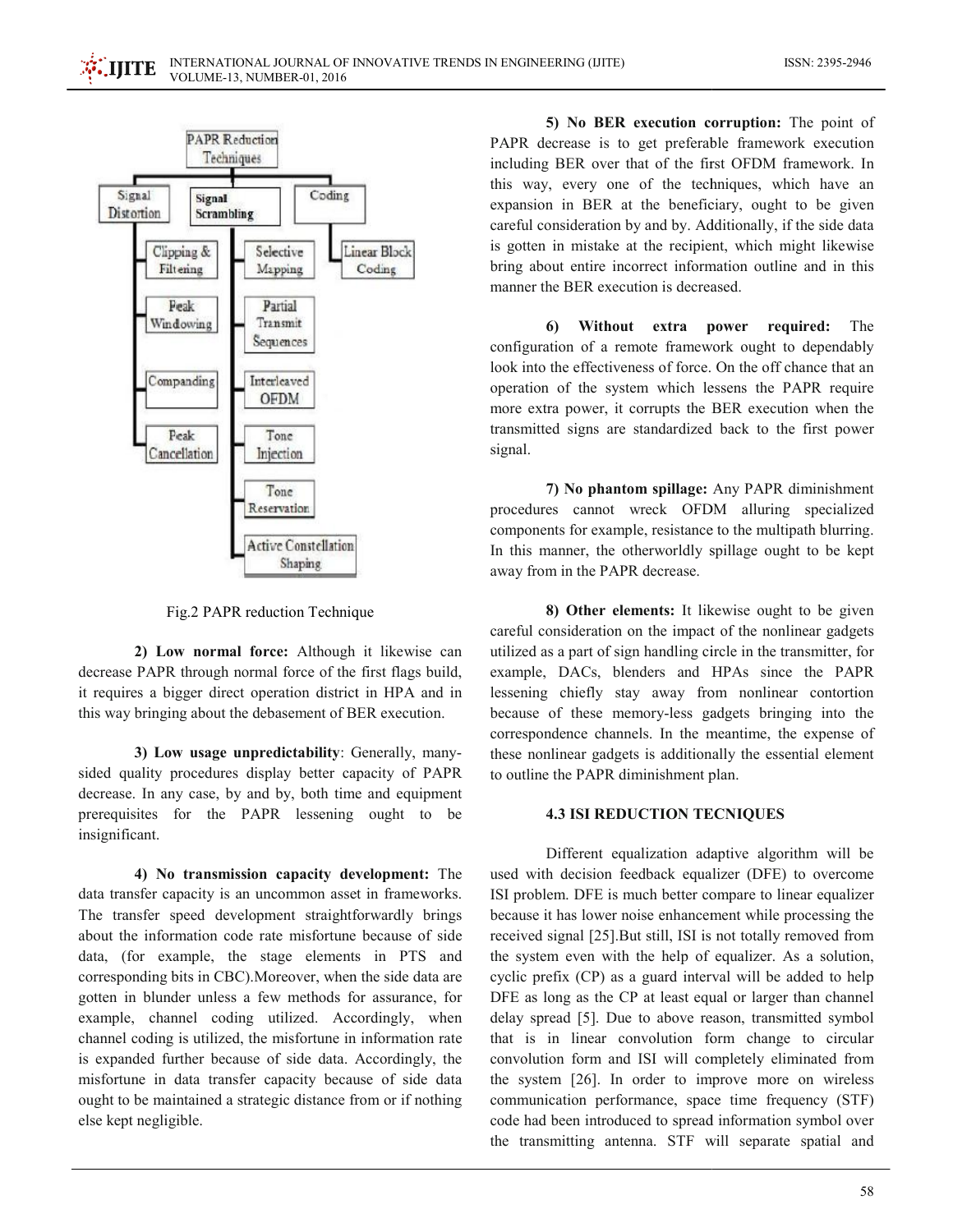Fig.2 PAPR reduction Technique

**2) Low normal force:** Although it likewise can decrease PAPR through normal force of the first flags build, it requires a bigger direct operation district in HPA and in this way bringing about the debasement of BER execution.

**3) Low usage unpredictability**: Generally, many-sided quality procedures display better capacity of PAPR decrease. In any case, by and by, both time and equipment prerequisites for the PAPR lessening ought to be insignificant.

**4) No transmission capacity development:** The data transfer capacity is an uncommon asset in frameworks. The transfer speed development straightforwardly brings about the information code rate misfortune because of side data, (for example, the stage elements in PTS and corresponding bits in CBC).Moreover, when the side data are gotten in blunder unless a few methods for assurance, for example, channel coding utilized. Accordingly, when channel coding is utilized, the misfortune in information rate is expanded further because of side data. Accordingly, the misfortune in data transfer capacity because of side data ought to be maintained a strategic distance from or if nothing else kept negligible.

**5) No BER execution corruption:** The point of PAPR decrease is to get preferable framework execution including BER over that of the first OFDM framework. In this way, every one of the techniques, which have an expansion in BER at the beneficiary, ought to be given careful consideration by and by. Additionally, if the side data is gotten in mistake at the recipient, which might likewise bring about entire incorrect information outline and in this manner the BER execution is decreased.

**6) Without extra power required:** The configuration of a remote framework ought to dependably look into the effectiveness of force. On the off chance that an operation of the system which lessens the PAPR require more extra power, it corrupts the BER execution when the transmitted signs are standardized back to the first power signal.

**7) No phantom spillage:** Any PAPR diminishment procedures cannot wreck OFDM alluring specialized components for example, resistance to the multipath blurring. In this manner, the otherworldly spillage ought to be kept away from in the PAPR decrease.

**8) Other elements:** It likewise ought to be given careful consideration on the impact of the nonlinear gadgets utilized as a part of sign handling circle in the transmitter, for example, DACs, blenders and HPAs since the PAPR lessening chiefly stay away from nonlinear contortion because of these memory-less gadgets bringing into the correspondence channels. In the meantime, the expense of these nonlinear gadgets is additionally the essential element to outline the PAPR diminishment plan.

### 4.3 ISI REDUCTION TECNIQUES

Different equalization adaptive algorithm will be used with decision feedback equalizer (DFE) to overcome ISI problem. DFE is much better compare to linear equalizer because it has lower noise enhancement while processing the received signal [25].But still, ISI is not totally removed from the system even with the help of equalizer. As a solution, cyclic prefix (CP) as a guard interval will be added to help DFE as long as the CP at least equal or larger than channel delay spread [5]. Due to above reason, transmitted symbol that is in linear convolution form change to circular convolution form and ISI will completely eliminated from the system [26]. In order to improve more on wireless communication performance, space time frequency (STF) code had been introduced to spread information symbol over the transmitting antenna. STF will separate spatial and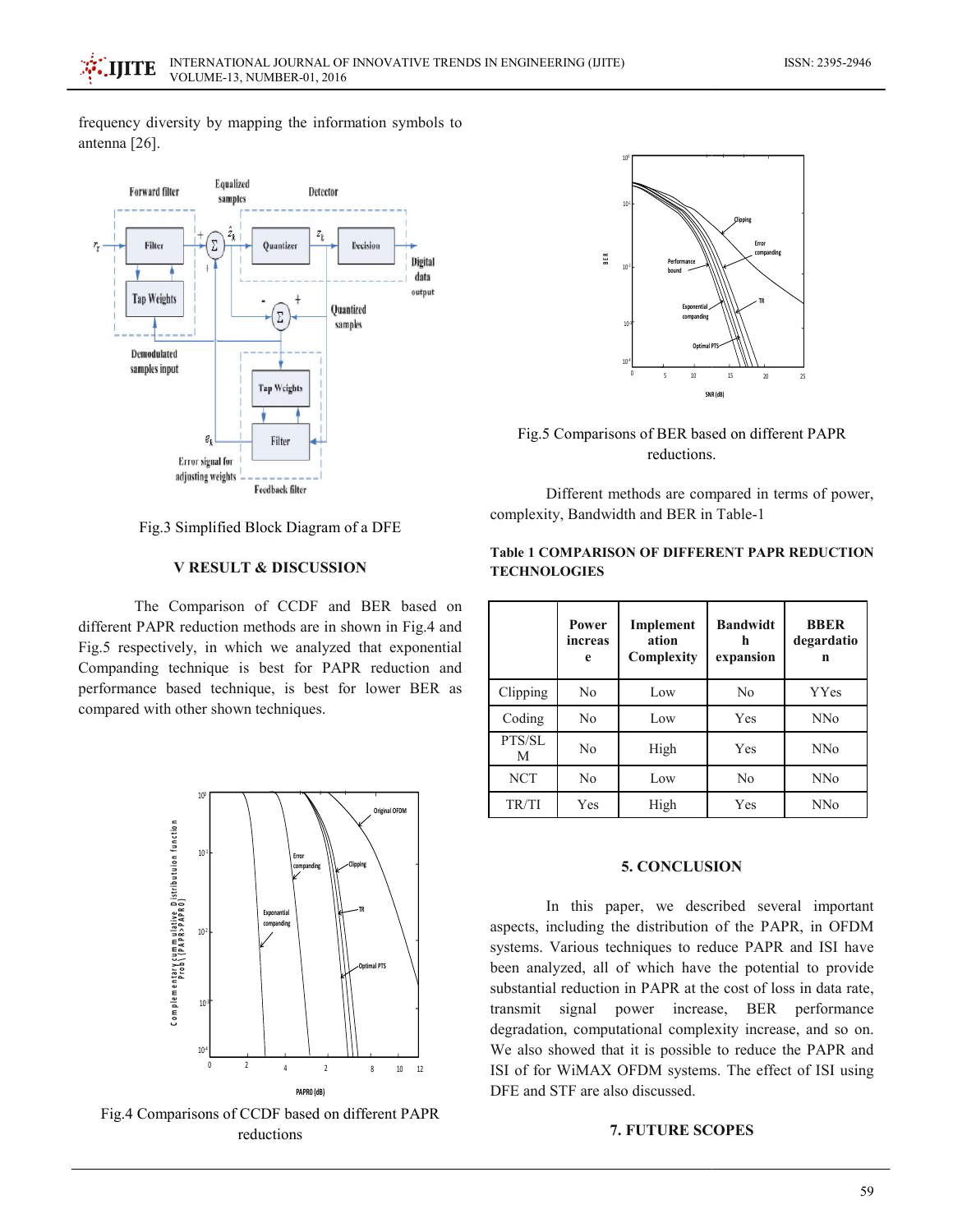frequency diversity by mapping the information symbols to antenna [26].

Fig.3 Simplified Block Diagram of a DFE

### V RESULT & DISCUSSION

The Comparison of CCDF and BER based on different PAPR reduction methods are in shown in Fig.4 and Fig.5 respectively, in which we analyzed that exponential Companding technique is best for PAPR reduction and performance based technique, is best for lower BER as compared with other shown techniques.

Fig.4 Comparisons of CCDF based on different PAPR reductions

Fig.5 Comparisons of BER based on different PAPR reductions.

Different methods are compared in terms of power, complexity, Bandwidth and BER in Table-1

**Table 1 COMPARISON OF DIFFERENT PAPR REDUCTION TECHNOLOGIES**

| | Power increase | Implementation Complexity | Bandwidth expansion | BBER degardation |
|---|---|---|---|---|
| Clipping | No | Low | No | YYes |
| Coding | No | Low | Yes | NNo |
| PTS/SLM | No | High | Yes | NNo |
| NCT | No | Low | No | NNo |
| TR/TI | Yes | High | Yes | NNo |

### 5. CONCLUSION

In this paper, we described several important aspects, including the distribution of the PAPR, in OFDM systems. Various techniques to reduce PAPR and ISI have been analyzed, all of which have the potential to provide substantial reduction in PAPR at the cost of loss in data rate, transmit signal power increase, BER performance degradation, computational complexity increase, and so on. We also showed that it is possible to reduce the PAPR and ISI of for WiMAX OFDM systems. The effect of ISI using DFE and STF are also discussed.

### 7. FUTURE SCOPES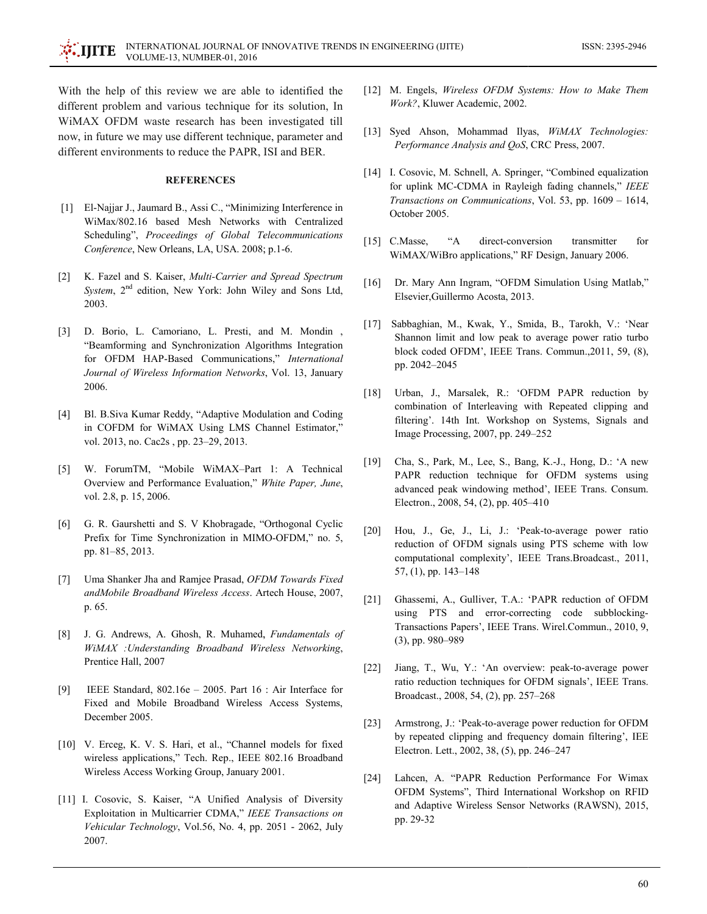With the help of this review we are able to identified the different problem and various technique for its solution, In WiMAX OFDM waste research has been investigated till now, in future we may use different technique, parameter and different environments to reduce the PAPR, ISI and BER.

## REFERENCES

[1] El-Najjar J., Jaumard B., Assi C., "Minimizing Interference in WiMax/802.16 based Mesh Networks with Centralized Scheduling", *Proceedings of Global Telecommunications Conference*, New Orleans, LA, USA. 2008; p.1-6.

[2] K. Fazel and S. Kaiser, *Multi-Carrier and Spread Spectrum System*, 2nd edition, New York: John Wiley and Sons Ltd, 2003.

[3] D. Borio, L. Camoriano, L. Presti, and M. Mondin , "Beamforming and Synchronization Algorithms Integration for OFDM HAP-Based Communications," *International Journal of Wireless Information Networks*, Vol. 13, January 2006.

[4] Bl. B.Siva Kumar Reddy, "Adaptive Modulation and Coding in COFDM for WiMAX Using LMS Channel Estimator," vol. 2013, no. Cac2s , pp. 23–29, 2013.

[5] W. ForumTM, "Mobile WiMAX–Part 1: A Technical Overview and Performance Evaluation," *White Paper, June*, vol. 2.8, p. 15, 2006.

[6] G. R. Gaurshetti and S. V Khobragade, "Orthogonal Cyclic Prefix for Time Synchronization in MIMO-OFDM," no. 5, pp. 81–85, 2013.

[7] Uma Shanker Jha and Ramjee Prasad, *OFDM Towards Fixed andMobile Broadband Wireless Access*. Artech House, 2007, p. 65.

[8] J. G. Andrews, A. Ghosh, R. Muhamed, *Fundamentals of WiMAX :Understanding Broadband Wireless Networking*, Prentice Hall, 2007

[9] IEEE Standard, 802.16e – 2005. Part 16 : Air Interface for Fixed and Mobile Broadband Wireless Access Systems, December 2005.

[10] V. Erceg, K. V. S. Hari, et al., "Channel models for fixed wireless applications," Tech. Rep., IEEE 802.16 Broadband Wireless Access Working Group, January 2001.

[11] I. Cosovic, S. Kaiser, "A Unified Analysis of Diversity Exploitation in Multicarrier CDMA," *IEEE Transactions on Vehicular Technology*, Vol.56, No. 4, pp. 2051 - 2062, July 2007.

[12] M. Engels, *Wireless OFDM Systems: How to Make Them Work?*, Kluwer Academic, 2002.

[13] Syed Ahson, Mohammad Ilyas, *WiMAX Technologies: Performance Analysis and QoS*, CRC Press, 2007.

[14] I. Cosovic, M. Schnell, A. Springer, "Combined equalization for uplink MC-CDMA in Rayleigh fading channels," *IEEE Transactions on Communications*, Vol. 53, pp. 1609 – 1614, October 2005.

[15] C.Masse, "A direct-conversion transmitter for WiMAX/WiBro applications," RF Design, January 2006.

[16] Dr. Mary Ann Ingram, "OFDM Simulation Using Matlab," Elsevier,Guillermo Acosta, 2013.

[17] Sabbaghian, M., Kwak, Y., Smida, B., Tarokh, V.: 'Near Shannon limit and low peak to average power ratio turbo block coded OFDM', IEEE Trans. Commun.,2011, 59, (8), pp. 2042–2045

[18] Urban, J., Marsalek, R.: 'OFDM PAPR reduction by combination of Interleaving with Repeated clipping and filtering'. 14th Int. Workshop on Systems, Signals and Image Processing, 2007, pp. 249–252

[19] Cha, S., Park, M., Lee, S., Bang, K.-J., Hong, D.: 'A new PAPR reduction technique for OFDM systems using advanced peak windowing method', IEEE Trans. Consum. Electron., 2008, 54, (2), pp. 405–410

[20] Hou, J., Ge, J., Li, J.: 'Peak-to-average power ratio reduction of OFDM signals using PTS scheme with low computational complexity', IEEE Trans.Broadcast., 2011, 57, (1), pp. 143–148

[21] Ghassemi, A., Gulliver, T.A.: 'PAPR reduction of OFDM using PTS and error-correcting code subblocking-Transactions Papers', IEEE Trans. Wirel.Commun., 2010, 9, (3), pp. 980–989

[22] Jiang, T., Wu, Y.: 'An overview: peak-to-average power ratio reduction techniques for OFDM signals', IEEE Trans. Broadcast., 2008, 54, (2), pp. 257–268

[23] Armstrong, J.: 'Peak-to-average power reduction for OFDM by repeated clipping and frequency domain filtering', IEE Electron. Lett., 2002, 38, (5), pp. 246–247

[24] Lahcen, A. "PAPR Reduction Performance For Wimax OFDM Systems", Third International Workshop on RFID and Adaptive Wireless Sensor Networks (RAWSN), 2015, pp. 29-32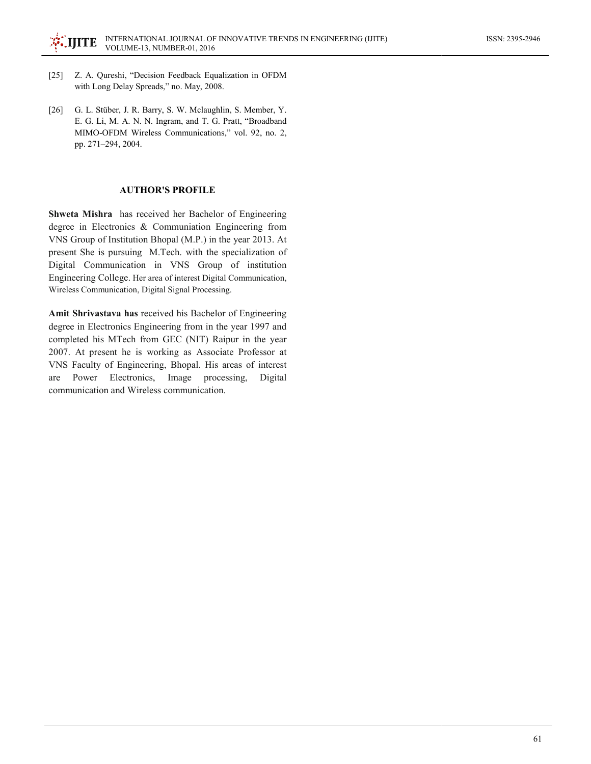[25] Z. A. Qureshi, "Decision Feedback Equalization in OFDM with Long Delay Spreads," no. May, 2008.

[26] G. L. Stüber, J. R. Barry, S. W. Mclaughlin, S. Member, Y. E. G. Li, M. A. N. N. Ingram, and T. G. Pratt, "Broadband MIMO-OFDM Wireless Communications," vol. 92, no. 2, pp. 271–294, 2004.

## AUTHOR'S PROFILE

**Shweta Mishra** has received her Bachelor of Engineering degree in Electronics & Communiation Engineering from VNS Group of Institution Bhopal (M.P.) in the year 2013. At present She is pursuing M.Tech. with the specialization of Digital Communication in VNS Group of institution Engineering College. Her area of interest Digital Communication, Wireless Communication, Digital Signal Processing.

**Amit Shrivastava has** received his Bachelor of Engineering degree in Electronics Engineering from in the year 1997 and completed his MTech from GEC (NIT) Raipur in the year 2007. At present he is working as Associate Professor at VNS Faculty of Engineering, Bhopal. His areas of interest are Power Electronics, Image processing, Digital communication and Wireless communication.